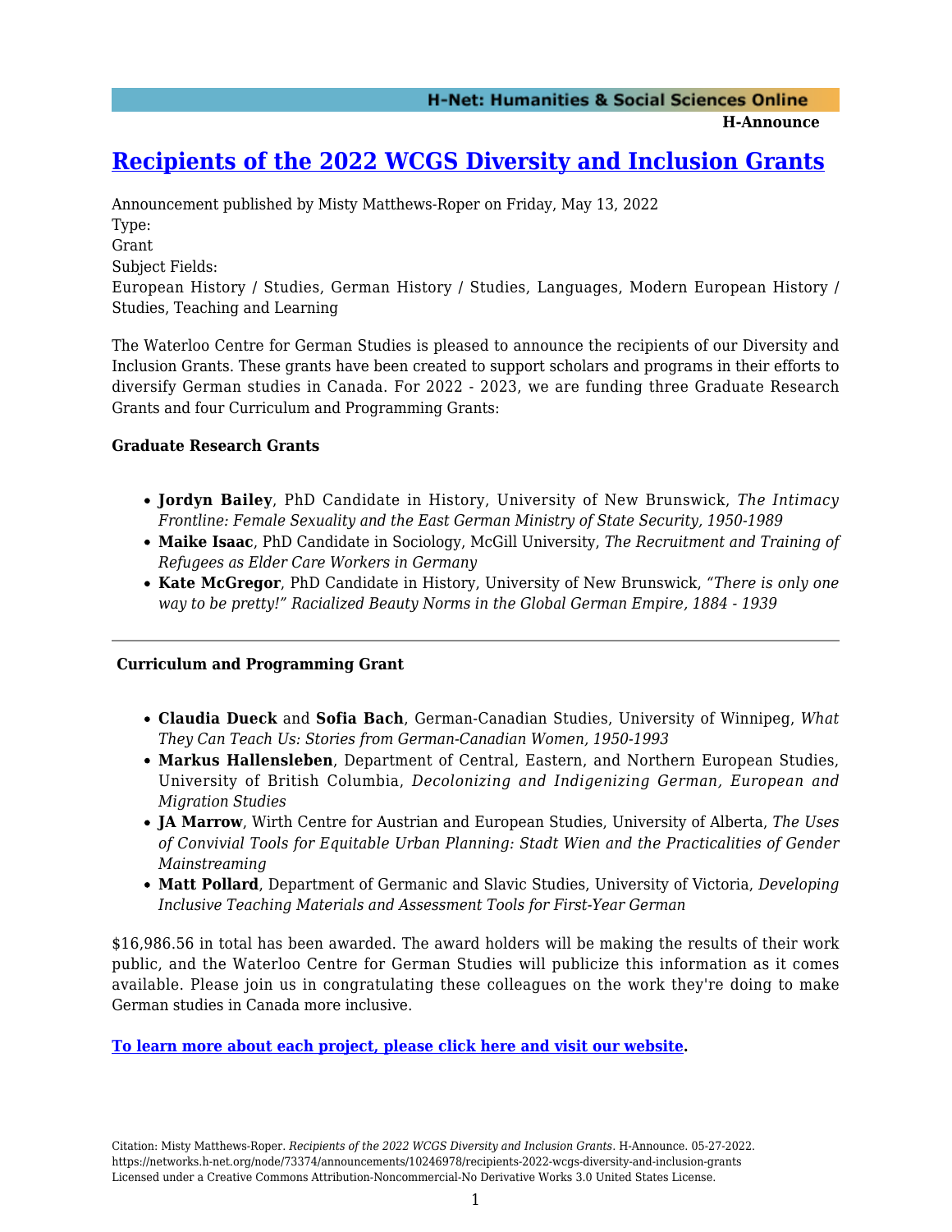# [Recipients of the 2022 WCGS Diversity and Inclusion Grants]

Announcement published by Misty Matthews-Roper on Friday, May 13, 2022

Type:
Grant

Subject Fields:
European History / Studies, German History / Studies, Languages, Modern European History / Studies, Teaching and Learning

The Waterloo Centre for German Studies is pleased to announce the recipients of our Diversity and Inclusion Grants. These grants have been created to support scholars and programs in their efforts to diversify German studies in Canada. For 2022 - 2023, we are funding three Graduate Research Grants and four Curriculum and Programming Grants:

**Graduate Research Grants**

- **Jordyn Bailey**, PhD Candidate in History, University of New Brunswick, *The Intimacy Frontline: Female Sexuality and the East German Ministry of State Security, 1950-1989*
- **Maike Isaac**, PhD Candidate in Sociology, McGill University, *The Recruitment and Training of Refugees as Elder Care Workers in Germany*
- **Kate McGregor**, PhD Candidate in History, University of New Brunswick, *"There is only one way to be pretty!" Racialized Beauty Norms in the Global German Empire, 1884 - 1939*

---

**Curriculum and Programming Grant**

- **Claudia Dueck** and **Sofia Bach**, German-Canadian Studies, University of Winnipeg, *What They Can Teach Us: Stories from German-Canadian Women, 1950-1993*
- **Markus Hallensleben**, Department of Central, Eastern, and Northern European Studies, University of British Columbia, *Decolonizing and Indigenizing German, European and Migration Studies*
- **JA Marrow**, Wirth Centre for Austrian and European Studies, University of Alberta, *The Uses of Convivial Tools for Equitable Urban Planning: Stadt Wien and the Practicalities of Gender Mainstreaming*
- **Matt Pollard**, Department of Germanic and Slavic Studies, University of Victoria, *Developing Inclusive Teaching Materials and Assessment Tools for First-Year German*

$16,986.56 in total has been awarded. The award holders will be making the results of their work public, and the Waterloo Centre for German Studies will publicize this information as it comes available. Please join us in congratulating these colleagues on the work they're doing to make German studies in Canada more inclusive.

**[To learn more about each project, please click here and visit our website].**

Citation: Misty Matthews-Roper. *Recipients of the 2022 WCGS Diversity and Inclusion Grants*. H-Announce. 05-27-2022.
https://networks.h-net.org/node/73374/announcements/10246978/recipients-2022-wcgs-diversity-and-inclusion-grants
Licensed under a Creative Commons Attribution-Noncommercial-No Derivative Works 3.0 United States License.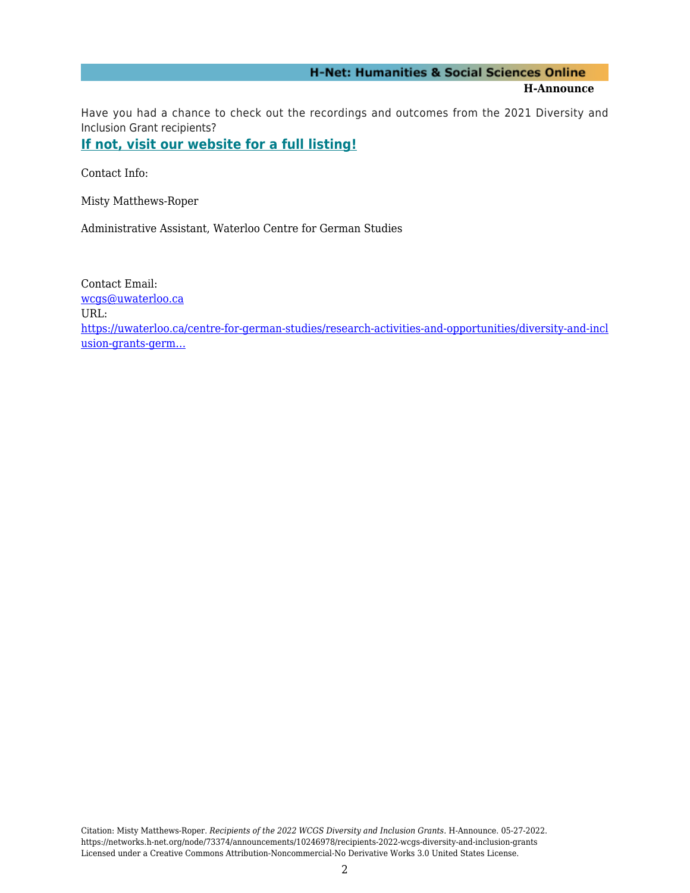Have you had a chance to check out the recordings and outcomes from the 2021 Diversity and Inclusion Grant recipients?

**If not, visit our website for a full listing!**

Contact Info:

Misty Matthews-Roper

Administrative Assistant, Waterloo Centre for German Studies

Contact Email:
wcgs@uwaterloo.ca
URL:
https://uwaterloo.ca/centre-for-german-studies/research-activities-and-opportunities/diversity-and-inclusion-grants-germ...

Citation: Misty Matthews-Roper. *Recipients of the 2022 WCGS Diversity and Inclusion Grants*. H-Announce. 05-27-2022.
https://networks.h-net.org/node/73374/announcements/10246978/recipients-2022-wcgs-diversity-and-inclusion-grants
Licensed under a Creative Commons Attribution-Noncommercial-No Derivative Works 3.0 United States License.